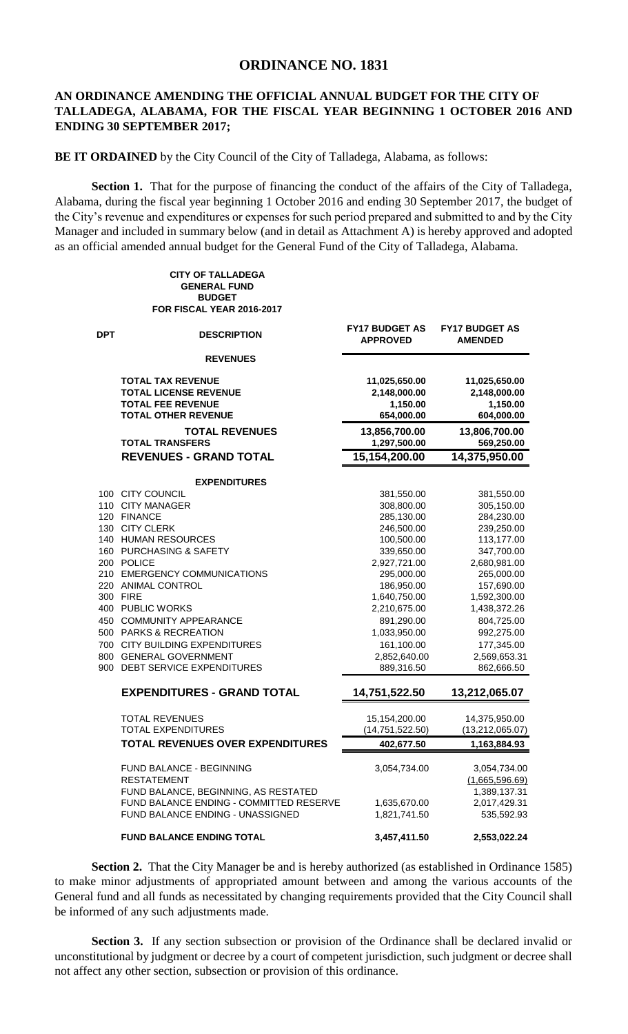# ORDINANCE NO. 1831

## AN ORDINANCE AMENDING THE OFFICIAL ANNUAL BUDGET FOR THE CITY OF TALLADEGA, ALABAMA, FOR THE FISCAL YEAR BEGINNING 1 OCTOBER 2016 AND ENDING 30 SEPTEMBER 2017;

**BE IT ORDAINED** by the City Council of the City of Talladega, Alabama, as follows:

**Section 1.** That for the purpose of financing the conduct of the affairs of the City of Talladega, Alabama, during the fiscal year beginning 1 October 2016 and ending 30 September 2017, the budget of the City's revenue and expenditures or expenses for such period prepared and submitted to and by the City Manager and included in summary below (and in detail as Attachment A) is hereby approved and adopted as an official amended annual budget for the General Fund of the City of Talladega, Alabama.

**CITY OF TALLADEGA**
**GENERAL FUND**
**BUDGET**
**FOR FISCAL YEAR 2016-2017**

| DPT | DESCRIPTION | FY17 BUDGET AS APPROVED | FY17 BUDGET AS AMENDED |
|---|---|---|---|
| | **REVENUES** | | |
| | TOTAL TAX REVENUE | 11,025,650.00 | 11,025,650.00 |
| | TOTAL LICENSE REVENUE | 2,148,000.00 | 2,148,000.00 |
| | TOTAL FEE REVENUE | 1,150.00 | 1,150.00 |
| | TOTAL OTHER REVENUE | 654,000.00 | 604,000.00 |
| | **TOTAL REVENUES** | 13,856,700.00 | 13,806,700.00 |
| | **TOTAL TRANSFERS** | 1,297,500.00 | 569,250.00 |
| | **REVENUES - GRAND TOTAL** | **15,154,200.00** | **14,375,950.00** |
| | **EXPENDITURES** | | |
| 100 | CITY COUNCIL | 381,550.00 | 381,550.00 |
| 110 | CITY MANAGER | 308,800.00 | 305,150.00 |
| 120 | FINANCE | 285,130.00 | 284,230.00 |
| 130 | CITY CLERK | 246,500.00 | 239,250.00 |
| 140 | HUMAN RESOURCES | 100,500.00 | 113,177.00 |
| 160 | PURCHASING & SAFETY | 339,650.00 | 347,700.00 |
| 200 | POLICE | 2,927,721.00 | 2,680,981.00 |
| 210 | EMERGENCY COMMUNICATIONS | 295,000.00 | 265,000.00 |
| 220 | ANIMAL CONTROL | 186,950.00 | 157,690.00 |
| 300 | FIRE | 1,640,750.00 | 1,592,300.00 |
| 400 | PUBLIC WORKS | 2,210,675.00 | 1,438,372.26 |
| 450 | COMMUNITY APPEARANCE | 891,290.00 | 804,725.00 |
| 500 | PARKS & RECREATION | 1,033,950.00 | 992,275.00 |
| 700 | CITY BUILDING EXPENDITURES | 161,100.00 | 177,345.00 |
| 800 | GENERAL GOVERNMENT | 2,852,640.00 | 2,569,653.31 |
| 900 | DEBT SERVICE EXPENDITURES | 889,316.50 | 862,666.50 |
| | **EXPENDITURES - GRAND TOTAL** | **14,751,522.50** | **13,212,065.07** |
| | TOTAL REVENUES | 15,154,200.00 | 14,375,950.00 |
| | TOTAL EXPENDITURES | (14,751,522.50) | (13,212,065.07) |
| | **TOTAL REVENUES OVER EXPENDITURES** | **402,677.50** | **1,163,884.93** |
| | FUND BALANCE - BEGINNING | 3,054,734.00 | 3,054,734.00 |
| | RESTATEMENT | | (1,665,596.69) |
| | FUND BALANCE, BEGINNING, AS RESTATED | | 1,389,137.31 |
| | FUND BALANCE ENDING - COMMITTED RESERVE | 1,635,670.00 | 2,017,429.31 |
| | FUND BALANCE ENDING - UNASSIGNED | 1,821,741.50 | 535,592.93 |
| | **FUND BALANCE ENDING TOTAL** | **3,457,411.50** | **2,553,022.24** |

**Section 2.** That the City Manager be and is hereby authorized (as established in Ordinance 1585) to make minor adjustments of appropriated amount between and among the various accounts of the General fund and all funds as necessitated by changing requirements provided that the City Council shall be informed of any such adjustments made.

**Section 3.** If any section subsection or provision of the Ordinance shall be declared invalid or unconstitutional by judgment or decree by a court of competent jurisdiction, such judgment or decree shall not affect any other section, subsection or provision of this ordinance.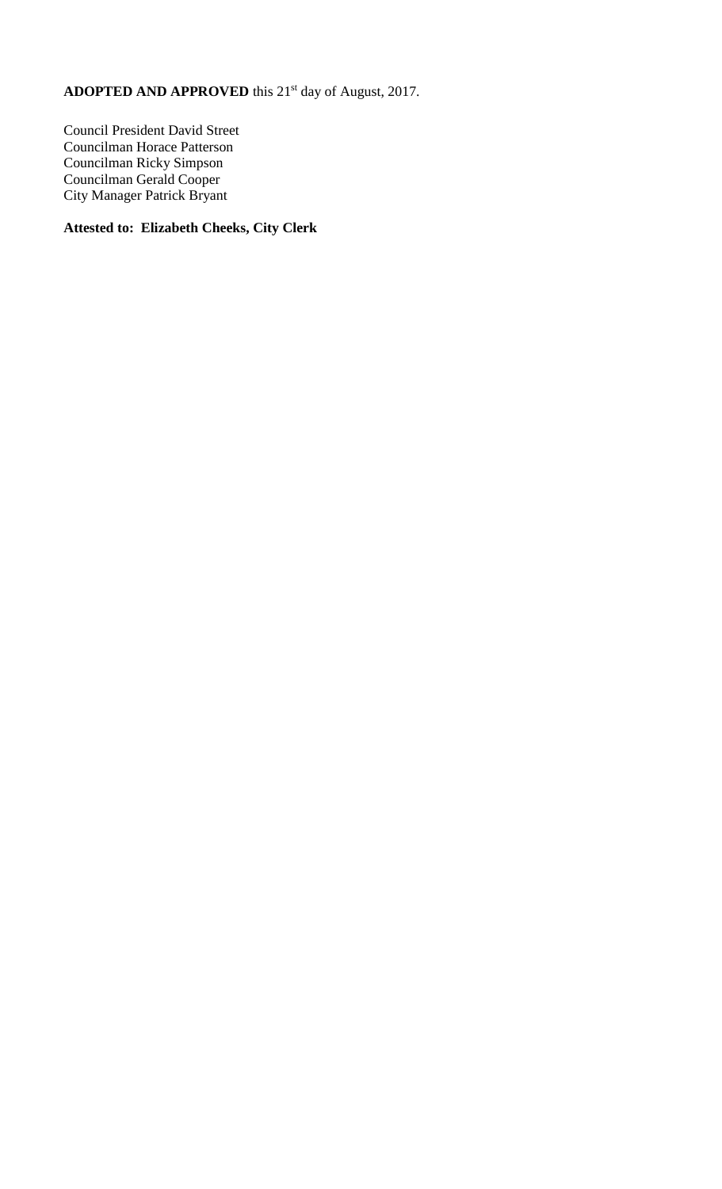**ADOPTED AND APPROVED** this 21st day of August, 2017.

Council President David Street
Councilman Horace Patterson
Councilman Ricky Simpson
Councilman Gerald Cooper
City Manager Patrick Bryant

**Attested to: Elizabeth Cheeks, City Clerk**